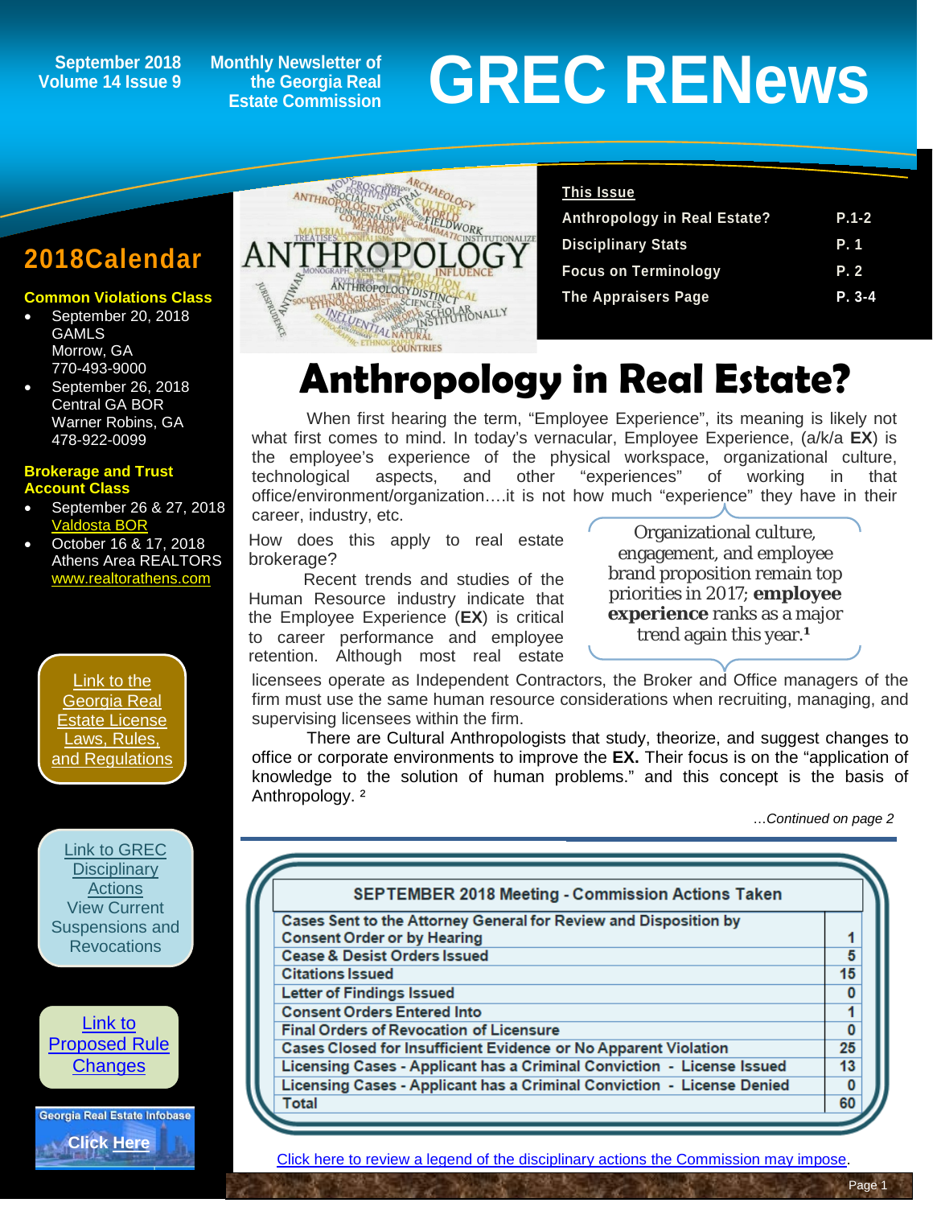September 2018
Volume 14 Issue 9

Monthly Newsletter of the Georgia Real Estate Commission

# GREC RENews

## This Issue

| | |
|---|---|
| Anthropology in Real Estate? | P.1-2 |
| Disciplinary Stats | P. 1 |
| Focus on Terminology | P. 2 |
| The Appraisers Page | P. 3-4 |

## 2018Calendar

### Common Violations Class

- September 20, 2018
  GAMLS
  Morrow, GA
  770-493-9000
- September 26, 2018
  Central GA BOR
  Warner Robins, GA
  478-922-0099

### Brokerage and Trust Account Class

- September 26 & 27, 2018
  Valdosta BOR
- October 16 & 17, 2018
  Athens Area REALTORS
  www.realtorathens.com

Link to the Georgia Real Estate License Laws, Rules, and Regulations

Link to GREC Disciplinary Actions
View Current Suspensions and Revocations

Link to Proposed Rule Changes

Georgia Real Estate Infobase
Click Here

# Anthropology in Real Estate?

When first hearing the term, "Employee Experience", its meaning is likely not what first comes to mind. In today's vernacular, Employee Experience, (a/k/a **EX**) is the employee's experience of the physical workspace, organizational culture, technological aspects, and other "experiences" of working in that office/environment/organization….it is not how much "experience" they have in their career, industry, etc.

> Organizational culture, engagement, and employee brand proposition remain top priorities in 2017; **employee experience** ranks as a major trend again this year.[1]

How does this apply to real estate brokerage?

Recent trends and studies of the Human Resource industry indicate that the Employee Experience (**EX**) is critical to career performance and employee retention. Although most real estate licensees operate as Independent Contractors, the Broker and Office managers of the firm must use the same human resource considerations when recruiting, managing, and supervising licensees within the firm.

There are Cultural Anthropologists that study, theorize, and suggest changes to office or corporate environments to improve the **EX.** Their focus is on the "application of knowledge to the solution of human problems." and this concept is the basis of Anthropology. [2]

*…Continued on page 2*

| SEPTEMBER 2018 Meeting - Commission Actions Taken | |
|---|---|
| Cases Sent to the Attorney General for Review and Disposition by Consent Order or by Hearing | 1 |
| Cease & Desist Orders Issued | 5 |
| Citations Issued | 15 |
| Letter of Findings Issued | 0 |
| Consent Orders Entered Into | 1 |
| Final Orders of Revocation of Licensure | 0 |
| Cases Closed for Insufficient Evidence or No Apparent Violation | 25 |
| Licensing Cases - Applicant has a Criminal Conviction - License Issued | 13 |
| Licensing Cases - Applicant has a Criminal Conviction - License Denied | 0 |
| Total | 60 |

Click here to review a legend of the disciplinary actions the Commission may impose.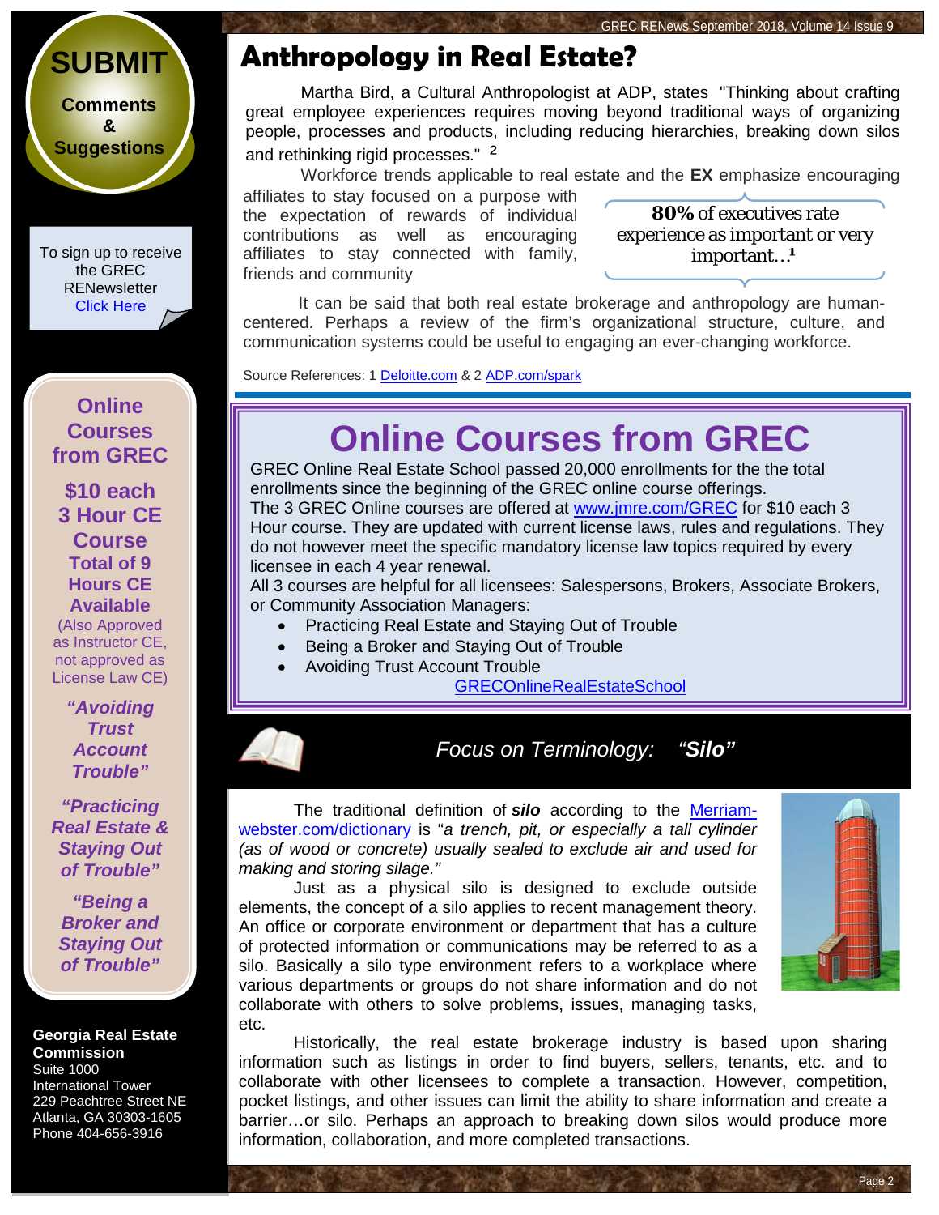## Anthropology in Real Estate?

Martha Bird, a Cultural Anthropologist at ADP, states "Thinking about crafting great employee experiences requires moving beyond traditional ways of organizing people, processes and products, including reducing hierarchies, breaking down silos and rethinking rigid processes." [2]

Workforce trends applicable to real estate and the **EX** emphasize encouraging affiliates to stay focused on a purpose with the expectation of rewards of individual contributions as well as encouraging affiliates to stay connected with family, friends and community

> **80%** of executives rate experience as important or very important…[1]

It can be said that both real estate brokerage and anthropology are human-centered. Perhaps a review of the firm's organizational structure, culture, and communication systems could be useful to engaging an ever-changing workforce.

Source References: 1 Deloitte.com & 2 ADP.com/spark

## Online Courses from GREC

GREC Online Real Estate School passed 20,000 enrollments for the the total enrollments since the beginning of the GREC online course offerings.
The 3 GREC Online courses are offered at www.jmre.com/GREC for $10 each 3 Hour course. They are updated with current license laws, rules and regulations. They do not however meet the specific mandatory license law topics required by every licensee in each 4 year renewal.
All 3 courses are helpful for all licensees: Salespersons, Brokers, Associate Brokers, or Community Association Managers:

- Practicing Real Estate and Staying Out of Trouble
- Being a Broker and Staying Out of Trouble
- Avoiding Trust Account Trouble

GRECOnlineRealEstateSchool

## *Focus on Terminology: "Silo"*

The traditional definition of ***silo*** according to the Merriam-webster.com/dictionary is "*a trench, pit, or especially a tall cylinder (as of wood or concrete) usually sealed to exclude air and used for making and storing silage."*

Just as a physical silo is designed to exclude outside elements, the concept of a silo applies to recent management theory. An office or corporate environment or department that has a culture of protected information or communications may be referred to as a silo. Basically a silo type environment refers to a workplace where various departments or groups do not share information and do not collaborate with others to solve problems, issues, managing tasks, etc.

Historically, the real estate brokerage industry is based upon sharing information such as listings in order to find buyers, sellers, tenants, etc. and to collaborate with other licensees to complete a transaction. However, competition, pocket listings, and other issues can limit the ability to share information and create a barrier…or silo. Perhaps an approach to breaking down silos would produce more information, collaboration, and more completed transactions.

---

**SUBMIT** Comments & Suggestions

To sign up to receive the GREC RENewsletter Click Here

**Online Courses from GREC**

**$10 each 3 Hour CE Course**

**Total of 9 Hours CE Available**

(Also Approved as Instructor CE, not approved as License Law CE)

***"Avoiding Trust Account Trouble"***

***"Practicing Real Estate & Staying Out of Trouble"***

***"Being a Broker and Staying Out of Trouble"***

**Georgia Real Estate Commission**
Suite 1000
International Tower
229 Peachtree Street NE
Atlanta, GA 30303-1605
Phone 404-656-3916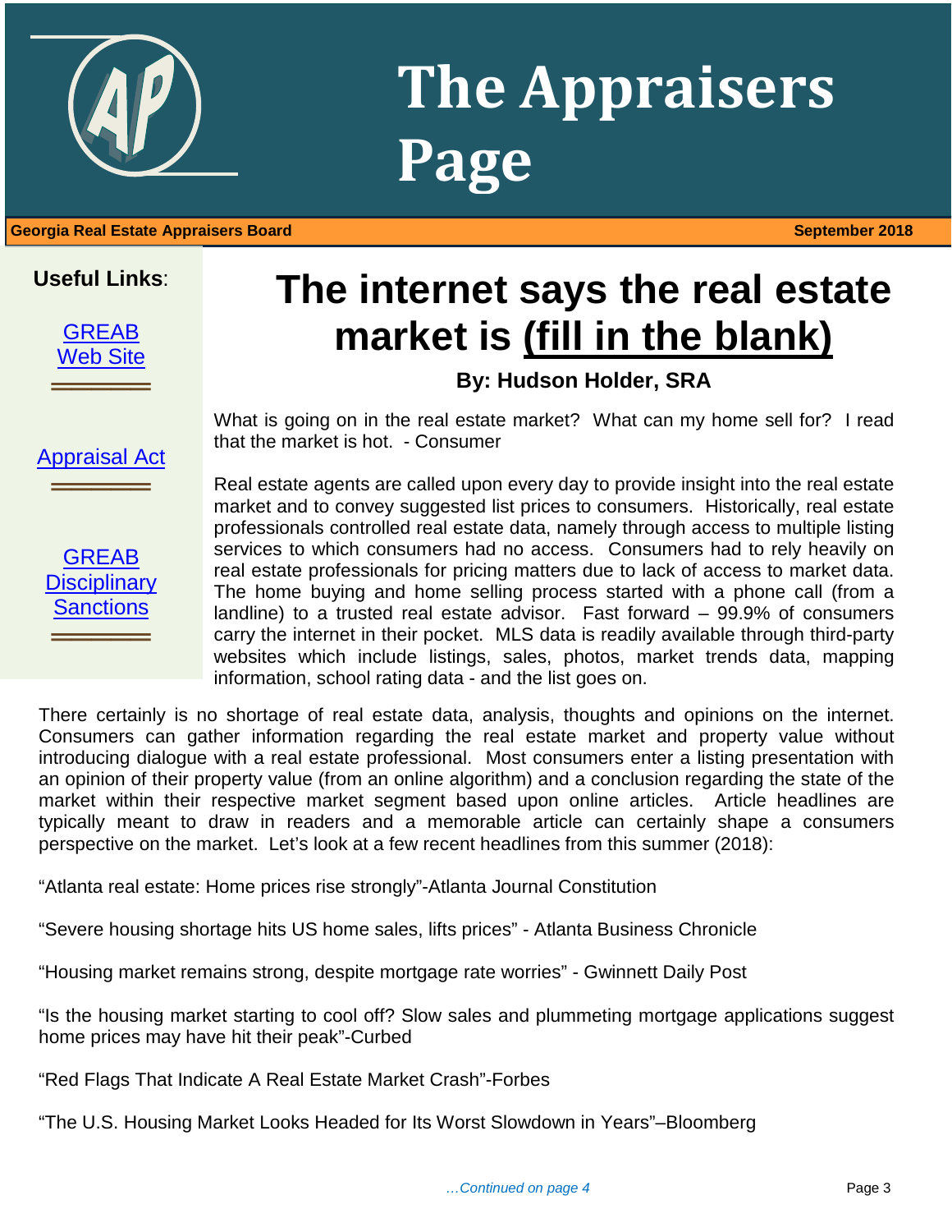# The Appraisers Page

**Georgia Real Estate Appraisers Board** **September 2018**

**Useful Links**:

[GREAB Web Site]

[Appraisal Act]

[GREAB Disciplinary Sanctions]

# The internet says the real estate market is (fill in the blank)

**By: Hudson Holder, SRA**

What is going on in the real estate market? What can my home sell for? I read that the market is hot. - Consumer

Real estate agents are called upon every day to provide insight into the real estate market and to convey suggested list prices to consumers. Historically, real estate professionals controlled real estate data, namely through access to multiple listing services to which consumers had no access. Consumers had to rely heavily on real estate professionals for pricing matters due to lack of access to market data. The home buying and home selling process started with a phone call (from a landline) to a trusted real estate advisor. Fast forward – 99.9% of consumers carry the internet in their pocket. MLS data is readily available through third-party websites which include listings, sales, photos, market trends data, mapping information, school rating data - and the list goes on.

There certainly is no shortage of real estate data, analysis, thoughts and opinions on the internet. Consumers can gather information regarding the real estate market and property value without introducing dialogue with a real estate professional. Most consumers enter a listing presentation with an opinion of their property value (from an online algorithm) and a conclusion regarding the state of the market within their respective market segment based upon online articles. Article headlines are typically meant to draw in readers and a memorable article can certainly shape a consumers perspective on the market. Let's look at a few recent headlines from this summer (2018):

"Atlanta real estate: Home prices rise strongly"-Atlanta Journal Constitution

"Severe housing shortage hits US home sales, lifts prices" - Atlanta Business Chronicle

"Housing market remains strong, despite mortgage rate worries" - Gwinnett Daily Post

"Is the housing market starting to cool off? Slow sales and plummeting mortgage applications suggest home prices may have hit their peak"-Curbed

"Red Flags That Indicate A Real Estate Market Crash"-Forbes

"The U.S. Housing Market Looks Headed for Its Worst Slowdown in Years"–Bloomberg

*…Continued on page 4*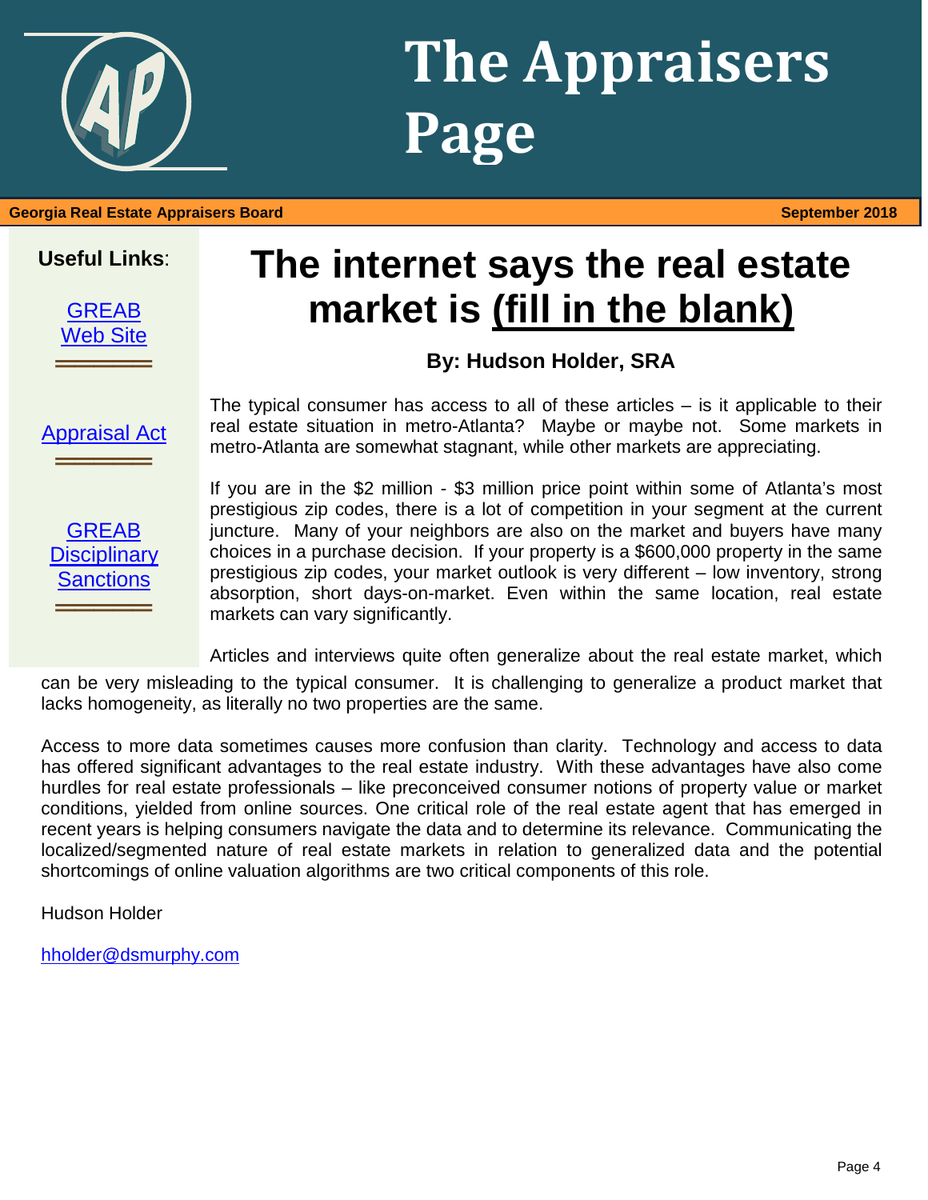# The Appraisers Page

**Georgia Real Estate Appraisers Board** **September 2018**

**Useful Links**:

GREAB Web Site

Appraisal Act

GREAB Disciplinary Sanctions

## The internet says the real estate market is <u>(fill in the blank)</u>

### By: Hudson Holder, SRA

The typical consumer has access to all of these articles – is it applicable to their real estate situation in metro-Atlanta? Maybe or maybe not. Some markets in metro-Atlanta are somewhat stagnant, while other markets are appreciating.

If you are in the $2 million - $3 million price point within some of Atlanta's most prestigious zip codes, there is a lot of competition in your segment at the current juncture. Many of your neighbors are also on the market and buyers have many choices in a purchase decision. If your property is a $600,000 property in the same prestigious zip codes, your market outlook is very different – low inventory, strong absorption, short days-on-market. Even within the same location, real estate markets can vary significantly.

Articles and interviews quite often generalize about the real estate market, which can be very misleading to the typical consumer. It is challenging to generalize a product market that lacks homogeneity, as literally no two properties are the same.

Access to more data sometimes causes more confusion than clarity. Technology and access to data has offered significant advantages to the real estate industry. With these advantages have also come hurdles for real estate professionals – like preconceived consumer notions of property value or market conditions, yielded from online sources. One critical role of the real estate agent that has emerged in recent years is helping consumers navigate the data and to determine its relevance. Communicating the localized/segmented nature of real estate markets in relation to generalized data and the potential shortcomings of online valuation algorithms are two critical components of this role.

Hudson Holder

hholder@dsmurphy.com